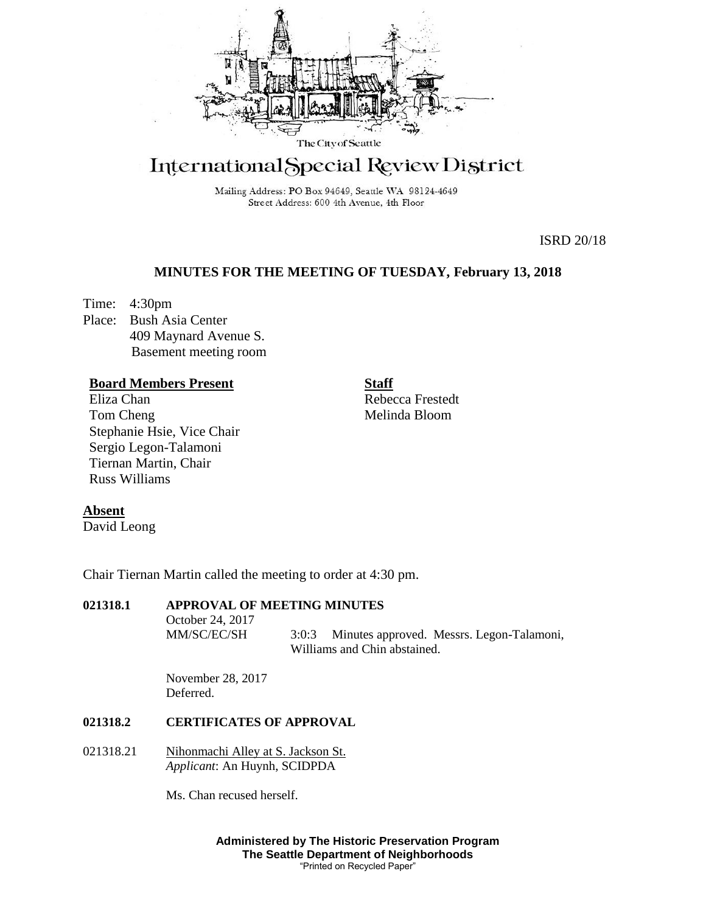The City of Seattle

# International Special Review District

Mailing Address: PO Box 94649, Seattle WA 98124-4649
Street Address: 600 4th Avenue, 4th Floor

ISRD 20/18

## MINUTES FOR THE MEETING OF TUESDAY, February 13, 2018

Time: 4:30pm
Place: Bush Asia Center
409 Maynard Avenue S.
Basement meeting room

**Board Members Present**
Eliza Chan
Tom Cheng
Stephanie Hsie, Vice Chair
Sergio Legon-Talamoni
Tiernan Martin, Chair
Russ Williams

**Staff**
Rebecca Frestedt
Melinda Bloom

**Absent**
David Leong

Chair Tiernan Martin called the meeting to order at 4:30 pm.

**021318.1 APPROVAL OF MEETING MINUTES**

October 24, 2017
MM/SC/EC/SH 3:0:3 Minutes approved. Messrs. Legon-Talamoni, Williams and Chin abstained.

November 28, 2017
Deferred.

**021318.2 CERTIFICATES OF APPROVAL**

021318.21 Nihonmachi Alley at S. Jackson St.
*Applicant*: An Huynh, SCIDPDA

Ms. Chan recused herself.

**Administered by The Historic Preservation Program**
**The Seattle Department of Neighborhoods**
"Printed on Recycled Paper"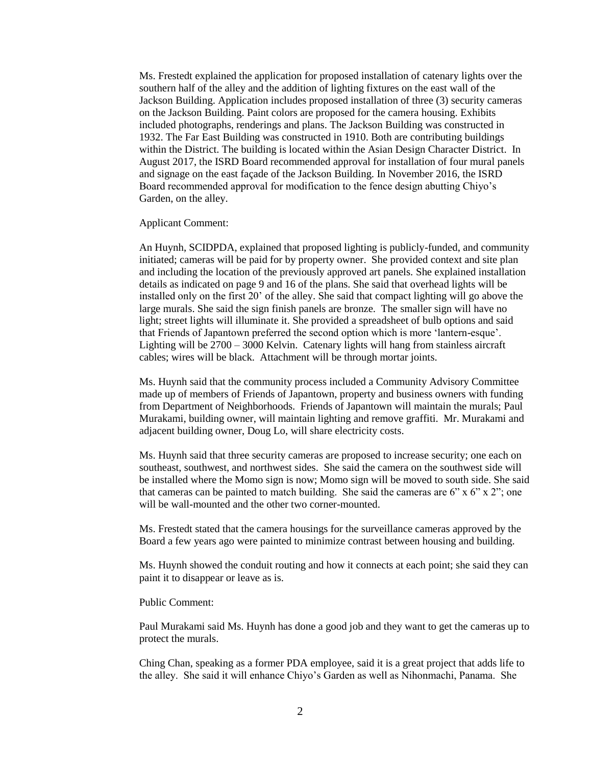Ms. Frestedt explained the application for proposed installation of catenary lights over the southern half of the alley and the addition of lighting fixtures on the east wall of the Jackson Building. Application includes proposed installation of three (3) security cameras on the Jackson Building. Paint colors are proposed for the camera housing. Exhibits included photographs, renderings and plans. The Jackson Building was constructed in 1932. The Far East Building was constructed in 1910. Both are contributing buildings within the District. The building is located within the Asian Design Character District. In August 2017, the ISRD Board recommended approval for installation of four mural panels and signage on the east façade of the Jackson Building. In November 2016, the ISRD Board recommended approval for modification to the fence design abutting Chiyo's Garden, on the alley.

Applicant Comment:

An Huynh, SCIDPDA, explained that proposed lighting is publicly-funded, and community initiated; cameras will be paid for by property owner. She provided context and site plan and including the location of the previously approved art panels. She explained installation details as indicated on page 9 and 16 of the plans. She said that overhead lights will be installed only on the first 20' of the alley. She said that compact lighting will go above the large murals. She said the sign finish panels are bronze. The smaller sign will have no light; street lights will illuminate it. She provided a spreadsheet of bulb options and said that Friends of Japantown preferred the second option which is more 'lantern-esque'. Lighting will be 2700 – 3000 Kelvin. Catenary lights will hang from stainless aircraft cables; wires will be black. Attachment will be through mortar joints.

Ms. Huynh said that the community process included a Community Advisory Committee made up of members of Friends of Japantown, property and business owners with funding from Department of Neighborhoods. Friends of Japantown will maintain the murals; Paul Murakami, building owner, will maintain lighting and remove graffiti. Mr. Murakami and adjacent building owner, Doug Lo, will share electricity costs.

Ms. Huynh said that three security cameras are proposed to increase security; one each on southeast, southwest, and northwest sides. She said the camera on the southwest side will be installed where the Momo sign is now; Momo sign will be moved to south side. She said that cameras can be painted to match building. She said the cameras are 6" x 6" x 2"; one will be wall-mounted and the other two corner-mounted.

Ms. Frestedt stated that the camera housings for the surveillance cameras approved by the Board a few years ago were painted to minimize contrast between housing and building.

Ms. Huynh showed the conduit routing and how it connects at each point; she said they can paint it to disappear or leave as is.

Public Comment:

Paul Murakami said Ms. Huynh has done a good job and they want to get the cameras up to protect the murals.

Ching Chan, speaking as a former PDA employee, said it is a great project that adds life to the alley. She said it will enhance Chiyo's Garden as well as Nihonmachi, Panama. She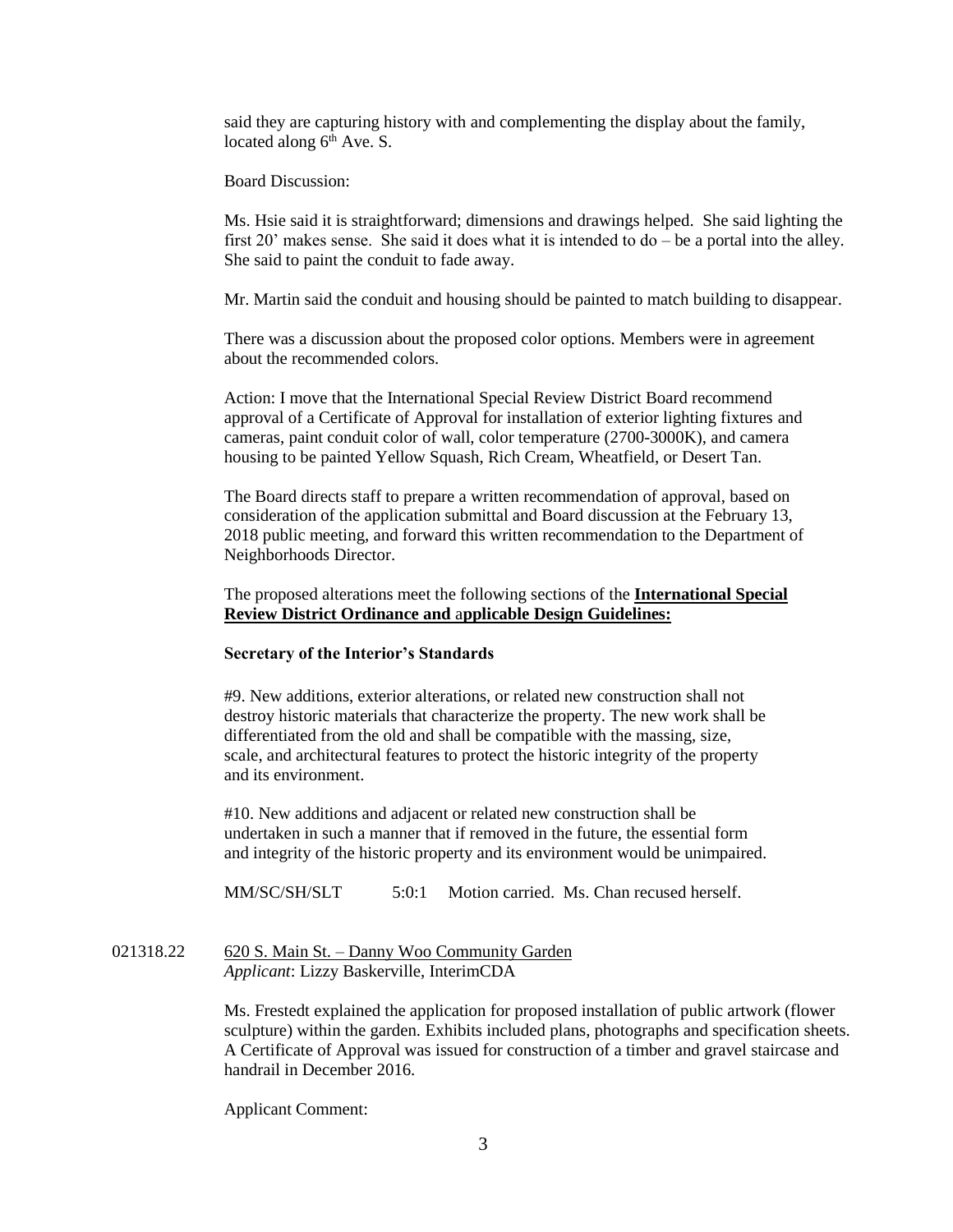said they are capturing history with and complementing the display about the family, located along 6th Ave. S.

Board Discussion:

Ms. Hsie said it is straightforward; dimensions and drawings helped. She said lighting the first 20' makes sense. She said it does what it is intended to do – be a portal into the alley. She said to paint the conduit to fade away.

Mr. Martin said the conduit and housing should be painted to match building to disappear.

There was a discussion about the proposed color options. Members were in agreement about the recommended colors.

Action: I move that the International Special Review District Board recommend approval of a Certificate of Approval for installation of exterior lighting fixtures and cameras, paint conduit color of wall, color temperature (2700-3000K), and camera housing to be painted Yellow Squash, Rich Cream, Wheatfield, or Desert Tan.

The Board directs staff to prepare a written recommendation of approval, based on consideration of the application submittal and Board discussion at the February 13, 2018 public meeting, and forward this written recommendation to the Department of Neighborhoods Director.

The proposed alterations meet the following sections of the **International Special Review District Ordinance and applicable Design Guidelines:**

**Secretary of the Interior's Standards**

#9. New additions, exterior alterations, or related new construction shall not destroy historic materials that characterize the property. The new work shall be differentiated from the old and shall be compatible with the massing, size, scale, and architectural features to protect the historic integrity of the property and its environment.

#10. New additions and adjacent or related new construction shall be undertaken in such a manner that if removed in the future, the essential form and integrity of the historic property and its environment would be unimpaired.

MM/SC/SH/SLT 5:0:1 Motion carried. Ms. Chan recused herself.

021318.22 620 S. Main St. – Danny Woo Community Garden
*Applicant*: Lizzy Baskerville, InterimCDA

Ms. Frestedt explained the application for proposed installation of public artwork (flower sculpture) within the garden. Exhibits included plans, photographs and specification sheets. A Certificate of Approval was issued for construction of a timber and gravel staircase and handrail in December 2016.

Applicant Comment: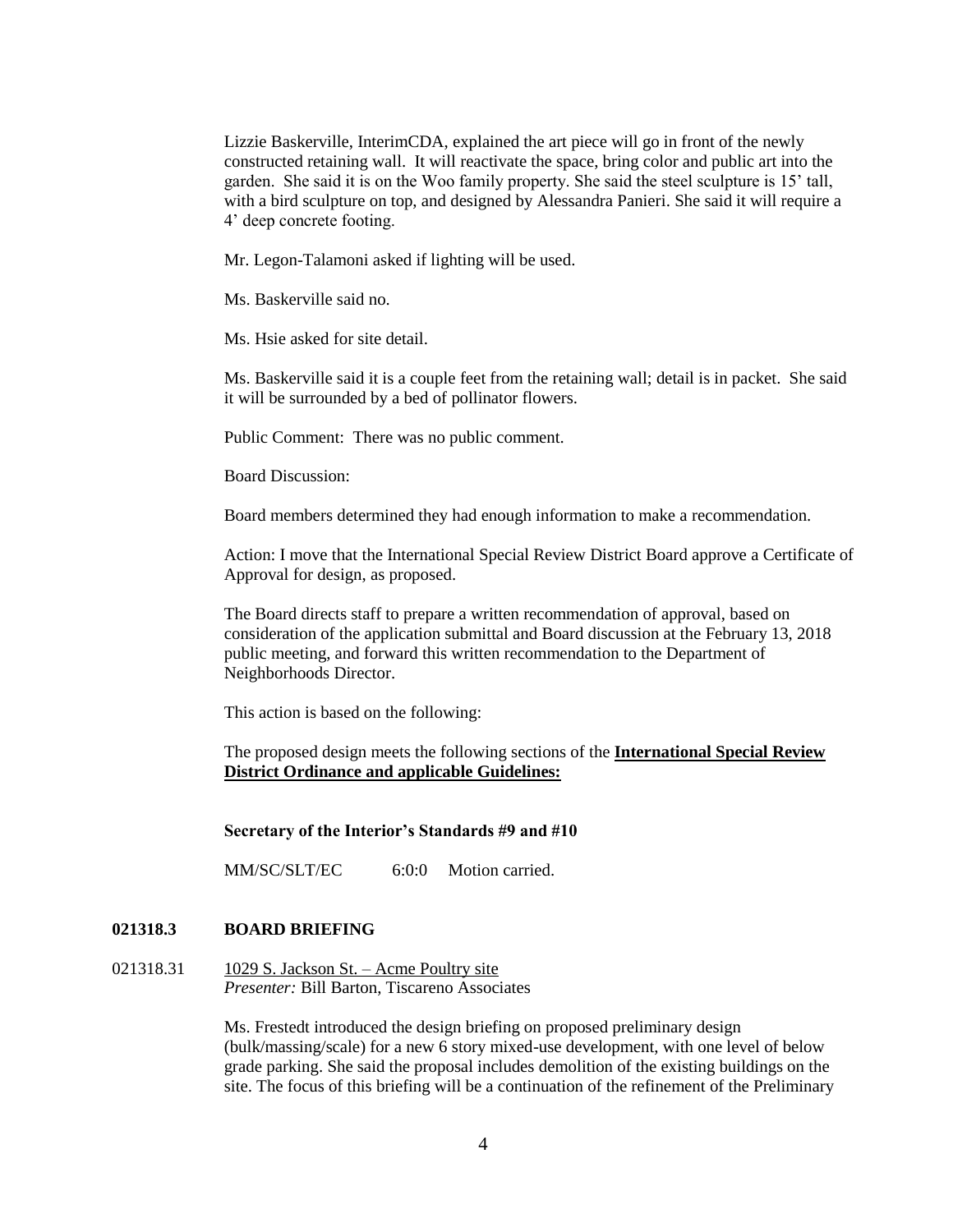Lizzie Baskerville, InterimCDA, explained the art piece will go in front of the newly constructed retaining wall. It will reactivate the space, bring color and public art into the garden. She said it is on the Woo family property. She said the steel sculpture is 15' tall, with a bird sculpture on top, and designed by Alessandra Panieri. She said it will require a 4' deep concrete footing.

Mr. Legon-Talamoni asked if lighting will be used.

Ms. Baskerville said no.

Ms. Hsie asked for site detail.

Ms. Baskerville said it is a couple feet from the retaining wall; detail is in packet. She said it will be surrounded by a bed of pollinator flowers.

Public Comment: There was no public comment.

Board Discussion:

Board members determined they had enough information to make a recommendation.

Action: I move that the International Special Review District Board approve a Certificate of Approval for design, as proposed.

The Board directs staff to prepare a written recommendation of approval, based on consideration of the application submittal and Board discussion at the February 13, 2018 public meeting, and forward this written recommendation to the Department of Neighborhoods Director.

This action is based on the following:

The proposed design meets the following sections of the **International Special Review District Ordinance and applicable Guidelines:**

**Secretary of the Interior's Standards #9 and #10**

MM/SC/SLT/EC 6:0:0 Motion carried.

### 021318.3 BOARD BRIEFING

021318.31 1029 S. Jackson St. – Acme Poultry site
*Presenter:* Bill Barton, Tiscareno Associates

Ms. Frestedt introduced the design briefing on proposed preliminary design (bulk/massing/scale) for a new 6 story mixed-use development, with one level of below grade parking. She said the proposal includes demolition of the existing buildings on the site. The focus of this briefing will be a continuation of the refinement of the Preliminary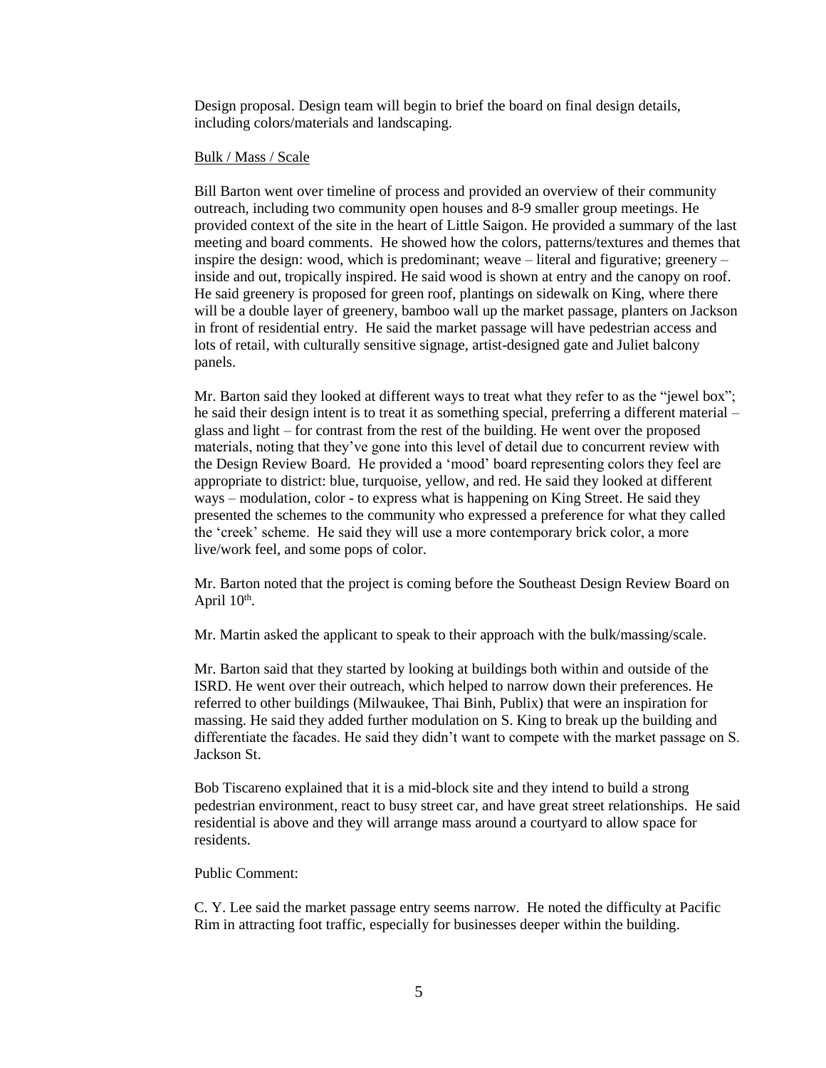Design proposal. Design team will begin to brief the board on final design details, including colors/materials and landscaping.

Bulk / Mass / Scale

Bill Barton went over timeline of process and provided an overview of their community outreach, including two community open houses and 8-9 smaller group meetings. He provided context of the site in the heart of Little Saigon. He provided a summary of the last meeting and board comments. He showed how the colors, patterns/textures and themes that inspire the design: wood, which is predominant; weave – literal and figurative; greenery – inside and out, tropically inspired. He said wood is shown at entry and the canopy on roof. He said greenery is proposed for green roof, plantings on sidewalk on King, where there will be a double layer of greenery, bamboo wall up the market passage, planters on Jackson in front of residential entry. He said the market passage will have pedestrian access and lots of retail, with culturally sensitive signage, artist-designed gate and Juliet balcony panels.

Mr. Barton said they looked at different ways to treat what they refer to as the "jewel box"; he said their design intent is to treat it as something special, preferring a different material – glass and light – for contrast from the rest of the building. He went over the proposed materials, noting that they've gone into this level of detail due to concurrent review with the Design Review Board. He provided a 'mood' board representing colors they feel are appropriate to district: blue, turquoise, yellow, and red. He said they looked at different ways – modulation, color - to express what is happening on King Street. He said they presented the schemes to the community who expressed a preference for what they called the 'creek' scheme. He said they will use a more contemporary brick color, a more live/work feel, and some pops of color.

Mr. Barton noted that the project is coming before the Southeast Design Review Board on April 10th.

Mr. Martin asked the applicant to speak to their approach with the bulk/massing/scale.

Mr. Barton said that they started by looking at buildings both within and outside of the ISRD. He went over their outreach, which helped to narrow down their preferences. He referred to other buildings (Milwaukee, Thai Binh, Publix) that were an inspiration for massing. He said they added further modulation on S. King to break up the building and differentiate the facades. He said they didn't want to compete with the market passage on S. Jackson St.

Bob Tiscareno explained that it is a mid-block site and they intend to build a strong pedestrian environment, react to busy street car, and have great street relationships. He said residential is above and they will arrange mass around a courtyard to allow space for residents.

Public Comment:

C. Y. Lee said the market passage entry seems narrow. He noted the difficulty at Pacific Rim in attracting foot traffic, especially for businesses deeper within the building.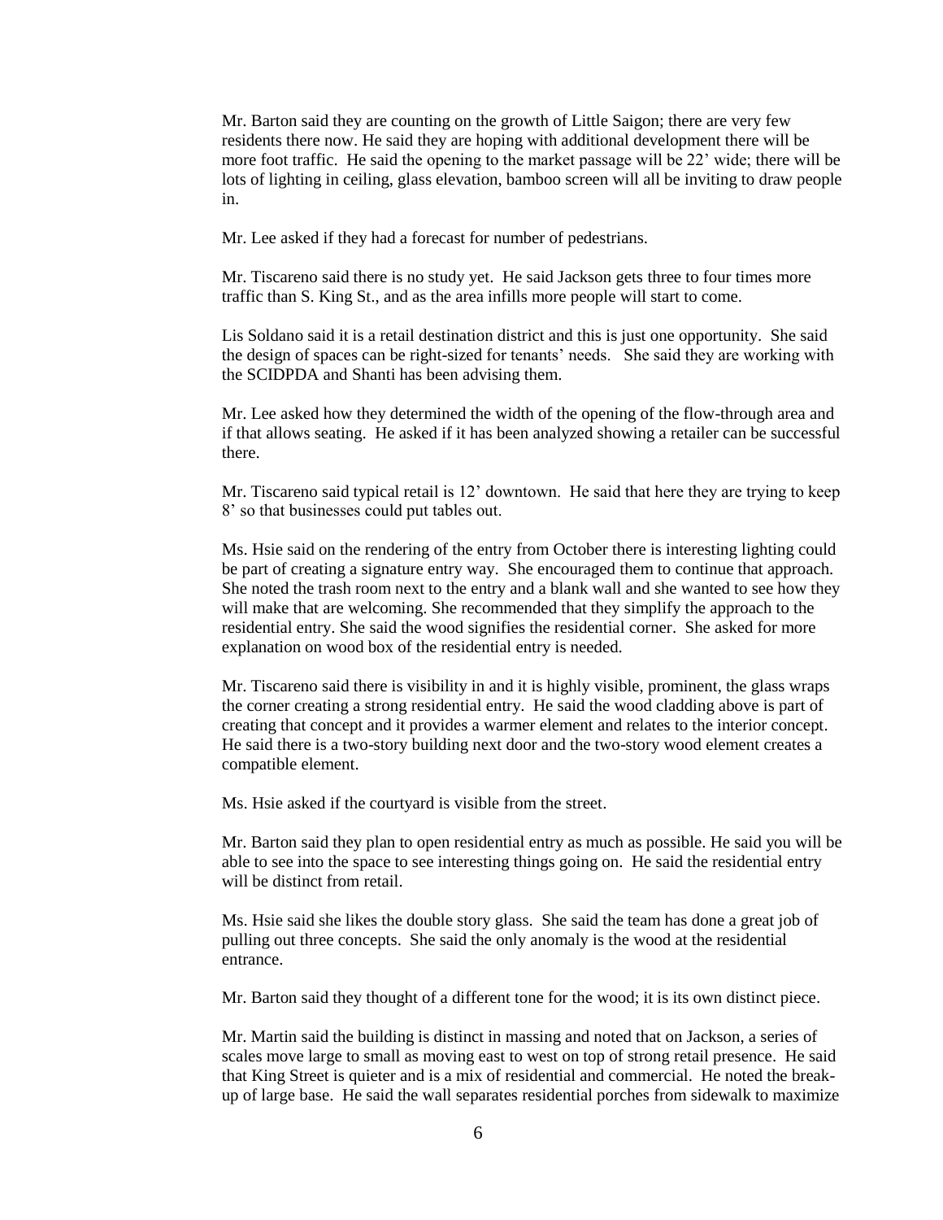Mr. Barton said they are counting on the growth of Little Saigon; there are very few residents there now. He said they are hoping with additional development there will be more foot traffic. He said the opening to the market passage will be 22' wide; there will be lots of lighting in ceiling, glass elevation, bamboo screen will all be inviting to draw people in.

Mr. Lee asked if they had a forecast for number of pedestrians.

Mr. Tiscareno said there is no study yet. He said Jackson gets three to four times more traffic than S. King St., and as the area infills more people will start to come.

Lis Soldano said it is a retail destination district and this is just one opportunity. She said the design of spaces can be right-sized for tenants' needs. She said they are working with the SCIDPDA and Shanti has been advising them.

Mr. Lee asked how they determined the width of the opening of the flow-through area and if that allows seating. He asked if it has been analyzed showing a retailer can be successful there.

Mr. Tiscareno said typical retail is 12' downtown. He said that here they are trying to keep 8' so that businesses could put tables out.

Ms. Hsie said on the rendering of the entry from October there is interesting lighting could be part of creating a signature entry way. She encouraged them to continue that approach. She noted the trash room next to the entry and a blank wall and she wanted to see how they will make that are welcoming. She recommended that they simplify the approach to the residential entry. She said the wood signifies the residential corner. She asked for more explanation on wood box of the residential entry is needed.

Mr. Tiscareno said there is visibility in and it is highly visible, prominent, the glass wraps the corner creating a strong residential entry. He said the wood cladding above is part of creating that concept and it provides a warmer element and relates to the interior concept. He said there is a two-story building next door and the two-story wood element creates a compatible element.

Ms. Hsie asked if the courtyard is visible from the street.

Mr. Barton said they plan to open residential entry as much as possible. He said you will be able to see into the space to see interesting things going on. He said the residential entry will be distinct from retail.

Ms. Hsie said she likes the double story glass. She said the team has done a great job of pulling out three concepts. She said the only anomaly is the wood at the residential entrance.

Mr. Barton said they thought of a different tone for the wood; it is its own distinct piece.

Mr. Martin said the building is distinct in massing and noted that on Jackson, a series of scales move large to small as moving east to west on top of strong retail presence. He said that King Street is quieter and is a mix of residential and commercial. He noted the break-up of large base. He said the wall separates residential porches from sidewalk to maximize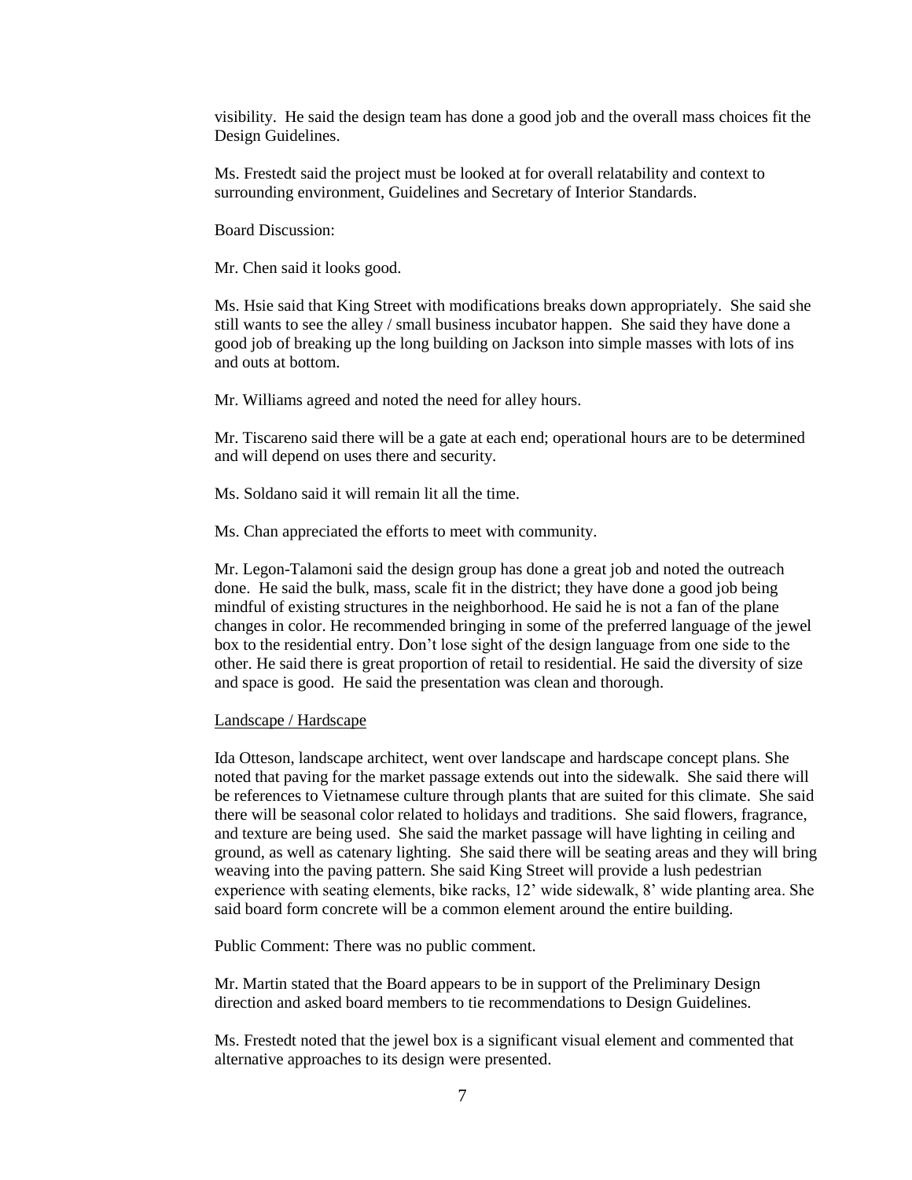visibility. He said the design team has done a good job and the overall mass choices fit the Design Guidelines.

Ms. Frestedt said the project must be looked at for overall relatability and context to surrounding environment, Guidelines and Secretary of Interior Standards.

Board Discussion:

Mr. Chen said it looks good.

Ms. Hsie said that King Street with modifications breaks down appropriately. She said she still wants to see the alley / small business incubator happen. She said they have done a good job of breaking up the long building on Jackson into simple masses with lots of ins and outs at bottom.

Mr. Williams agreed and noted the need for alley hours.

Mr. Tiscareno said there will be a gate at each end; operational hours are to be determined and will depend on uses there and security.

Ms. Soldano said it will remain lit all the time.

Ms. Chan appreciated the efforts to meet with community.

Mr. Legon-Talamoni said the design group has done a great job and noted the outreach done. He said the bulk, mass, scale fit in the district; they have done a good job being mindful of existing structures in the neighborhood. He said he is not a fan of the plane changes in color. He recommended bringing in some of the preferred language of the jewel box to the residential entry. Don't lose sight of the design language from one side to the other. He said there is great proportion of retail to residential. He said the diversity of size and space is good. He said the presentation was clean and thorough.

Landscape / Hardscape

Ida Otteson, landscape architect, went over landscape and hardscape concept plans. She noted that paving for the market passage extends out into the sidewalk. She said there will be references to Vietnamese culture through plants that are suited for this climate. She said there will be seasonal color related to holidays and traditions. She said flowers, fragrance, and texture are being used. She said the market passage will have lighting in ceiling and ground, as well as catenary lighting. She said there will be seating areas and they will bring weaving into the paving pattern. She said King Street will provide a lush pedestrian experience with seating elements, bike racks, 12' wide sidewalk, 8' wide planting area. She said board form concrete will be a common element around the entire building.

Public Comment: There was no public comment.

Mr. Martin stated that the Board appears to be in support of the Preliminary Design direction and asked board members to tie recommendations to Design Guidelines.

Ms. Frestedt noted that the jewel box is a significant visual element and commented that alternative approaches to its design were presented.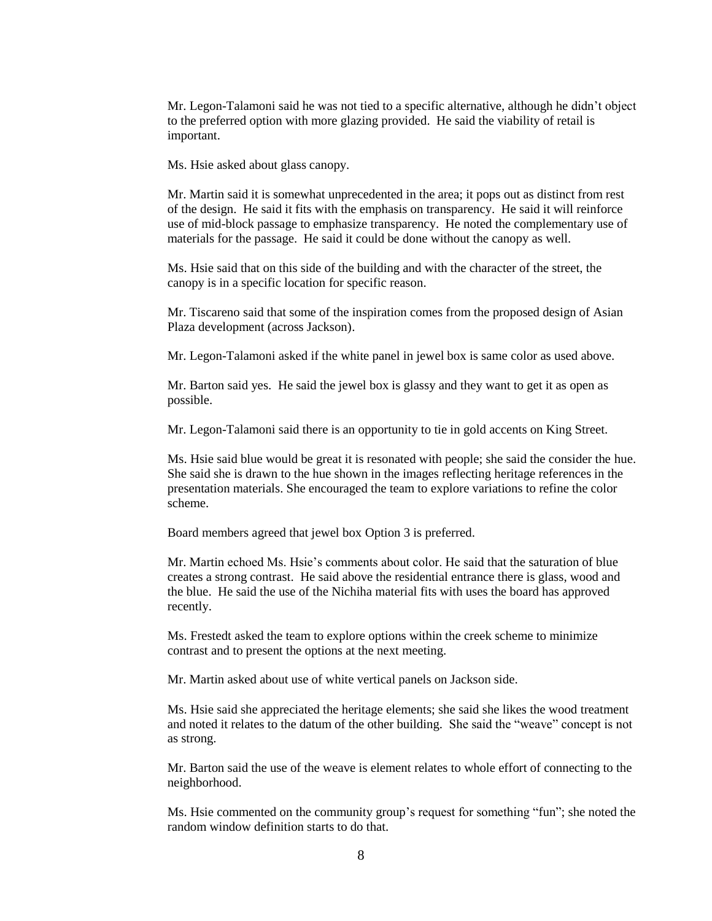Mr. Legon-Talamoni said he was not tied to a specific alternative, although he didn't object to the preferred option with more glazing provided. He said the viability of retail is important.

Ms. Hsie asked about glass canopy.

Mr. Martin said it is somewhat unprecedented in the area; it pops out as distinct from rest of the design. He said it fits with the emphasis on transparency. He said it will reinforce use of mid-block passage to emphasize transparency. He noted the complementary use of materials for the passage. He said it could be done without the canopy as well.

Ms. Hsie said that on this side of the building and with the character of the street, the canopy is in a specific location for specific reason.

Mr. Tiscareno said that some of the inspiration comes from the proposed design of Asian Plaza development (across Jackson).

Mr. Legon-Talamoni asked if the white panel in jewel box is same color as used above.

Mr. Barton said yes. He said the jewel box is glassy and they want to get it as open as possible.

Mr. Legon-Talamoni said there is an opportunity to tie in gold accents on King Street.

Ms. Hsie said blue would be great it is resonated with people; she said the consider the hue. She said she is drawn to the hue shown in the images reflecting heritage references in the presentation materials. She encouraged the team to explore variations to refine the color scheme.

Board members agreed that jewel box Option 3 is preferred.

Mr. Martin echoed Ms. Hsie's comments about color. He said that the saturation of blue creates a strong contrast. He said above the residential entrance there is glass, wood and the blue. He said the use of the Nichiha material fits with uses the board has approved recently.

Ms. Frestedt asked the team to explore options within the creek scheme to minimize contrast and to present the options at the next meeting.

Mr. Martin asked about use of white vertical panels on Jackson side.

Ms. Hsie said she appreciated the heritage elements; she said she likes the wood treatment and noted it relates to the datum of the other building. She said the "weave" concept is not as strong.

Mr. Barton said the use of the weave is element relates to whole effort of connecting to the neighborhood.

Ms. Hsie commented on the community group's request for something "fun"; she noted the random window definition starts to do that.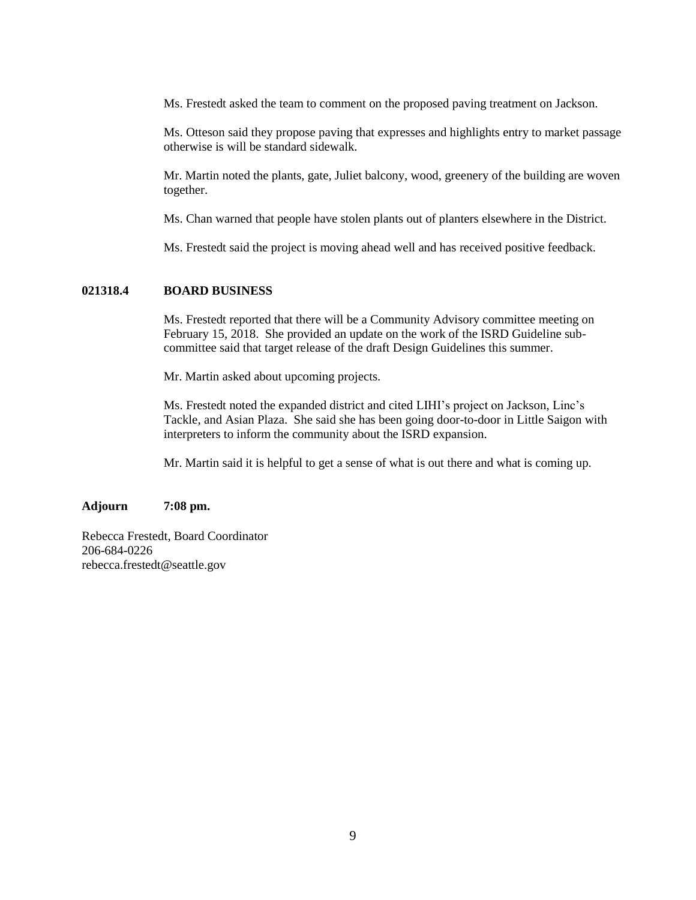Ms. Frestedt asked the team to comment on the proposed paving treatment on Jackson.

Ms. Otteson said they propose paving that expresses and highlights entry to market passage otherwise is will be standard sidewalk.

Mr. Martin noted the plants, gate, Juliet balcony, wood, greenery of the building are woven together.

Ms. Chan warned that people have stolen plants out of planters elsewhere in the District.

Ms. Frestedt said the project is moving ahead well and has received positive feedback.

**021318.4 BOARD BUSINESS**

Ms. Frestedt reported that there will be a Community Advisory committee meeting on February 15, 2018. She provided an update on the work of the ISRD Guideline sub-committee said that target release of the draft Design Guidelines this summer.

Mr. Martin asked about upcoming projects.

Ms. Frestedt noted the expanded district and cited LIHI's project on Jackson, Linc's Tackle, and Asian Plaza. She said she has been going door-to-door in Little Saigon with interpreters to inform the community about the ISRD expansion.

Mr. Martin said it is helpful to get a sense of what is out there and what is coming up.

**Adjourn 7:08 pm.**

Rebecca Frestedt, Board Coordinator
206-684-0226
rebecca.frestedt@seattle.gov